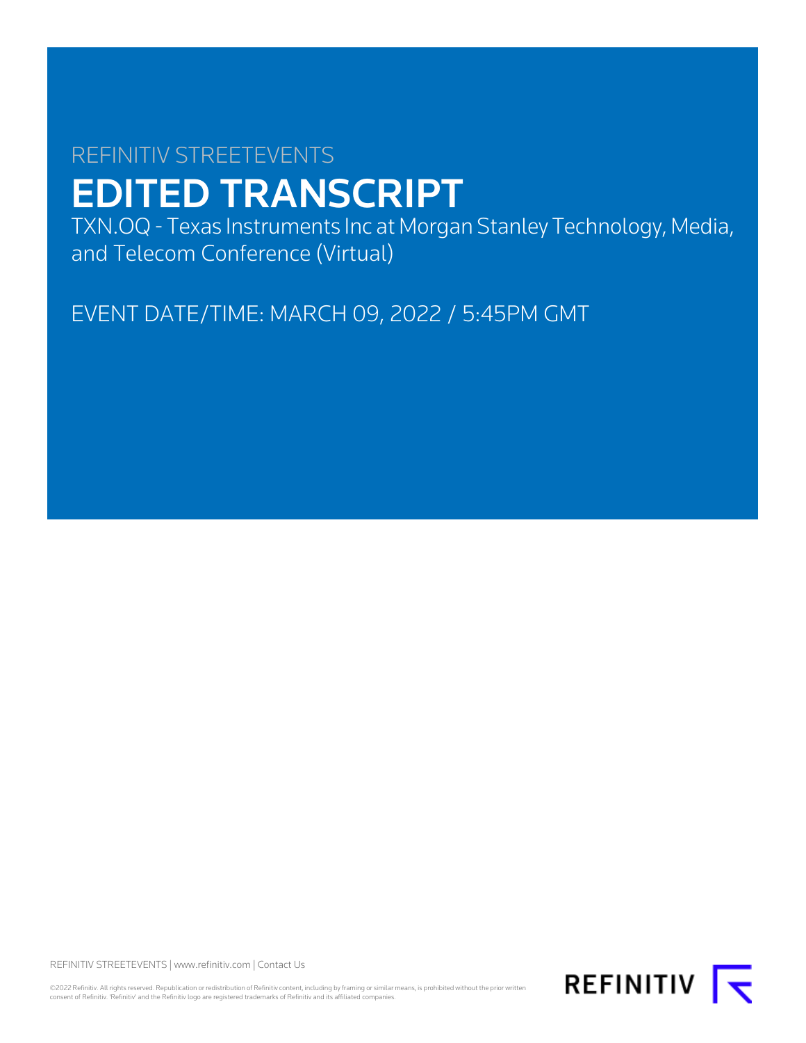REFINITIV STREETEVENTS

# EDITED TRANSCRIPT

TXN.OQ - Texas Instruments Inc at Morgan Stanley Technology, Media, and Telecom Conference (Virtual)

EVENT DATE/TIME: MARCH 09, 2022 / 5:45PM GMT

REFINITIV STREETEVENTS | www.refinitiv.com | Contact Us

©2022 Refinitiv. All rights reserved. Republication or redistribution of Refinitiv content, including by framing or similar means, is prohibited without the prior written consent of Refinitiv. 'Refinitiv' and the Refinitiv logo are registered trademarks of Refinitiv and its affiliated companies.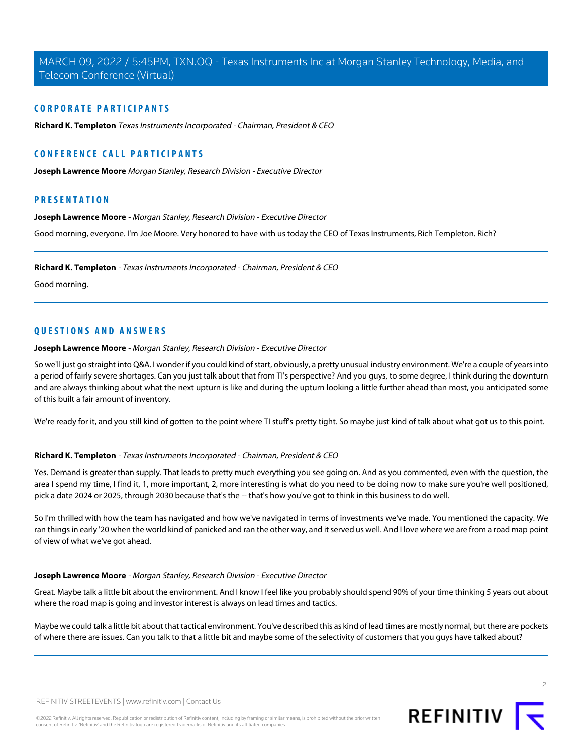## CORPORATE PARTICIPANTS

**Richard K. Templeton** *Texas Instruments Incorporated - Chairman, President & CEO*

## CONFERENCE CALL PARTICIPANTS

**Joseph Lawrence Moore** *Morgan Stanley, Research Division - Executive Director*

## PRESENTATION

**Joseph Lawrence Moore** - *Morgan Stanley, Research Division - Executive Director*

Good morning, everyone. I'm Joe Moore. Very honored to have with us today the CEO of Texas Instruments, Rich Templeton. Rich?

---

**Richard K. Templeton** - *Texas Instruments Incorporated - Chairman, President & CEO*

Good morning.

---

## QUESTIONS AND ANSWERS

**Joseph Lawrence Moore** - *Morgan Stanley, Research Division - Executive Director*

So we'll just go straight into Q&A. I wonder if you could kind of start, obviously, a pretty unusual industry environment. We're a couple of years into a period of fairly severe shortages. Can you just talk about that from TI's perspective? And you guys, to some degree, I think during the downturn and are always thinking about what the next upturn is like and during the upturn looking a little further ahead than most, you anticipated some of this built a fair amount of inventory.

We're ready for it, and you still kind of gotten to the point where TI stuff's pretty tight. So maybe just kind of talk about what got us to this point.

---

**Richard K. Templeton** - *Texas Instruments Incorporated - Chairman, President & CEO*

Yes. Demand is greater than supply. That leads to pretty much everything you see going on. And as you commented, even with the question, the area I spend my time, I find it, 1, more important, 2, more interesting is what do you need to be doing now to make sure you're well positioned, pick a date 2024 or 2025, through 2030 because that's the -- that's how you've got to think in this business to do well.

So I'm thrilled with how the team has navigated and how we've navigated in terms of investments we've made. You mentioned the capacity. We ran things in early '20 when the world kind of panicked and ran the other way, and it served us well. And I love where we are from a road map point of view of what we've got ahead.

---

**Joseph Lawrence Moore** - *Morgan Stanley, Research Division - Executive Director*

Great. Maybe talk a little bit about the environment. And I know I feel like you probably should spend 90% of your time thinking 5 years out about where the road map is going and investor interest is always on lead times and tactics.

Maybe we could talk a little bit about that tactical environment. You've described this as kind of lead times are mostly normal, but there are pockets of where there are issues. Can you talk to that a little bit and maybe some of the selectivity of customers that you guys have talked about?

---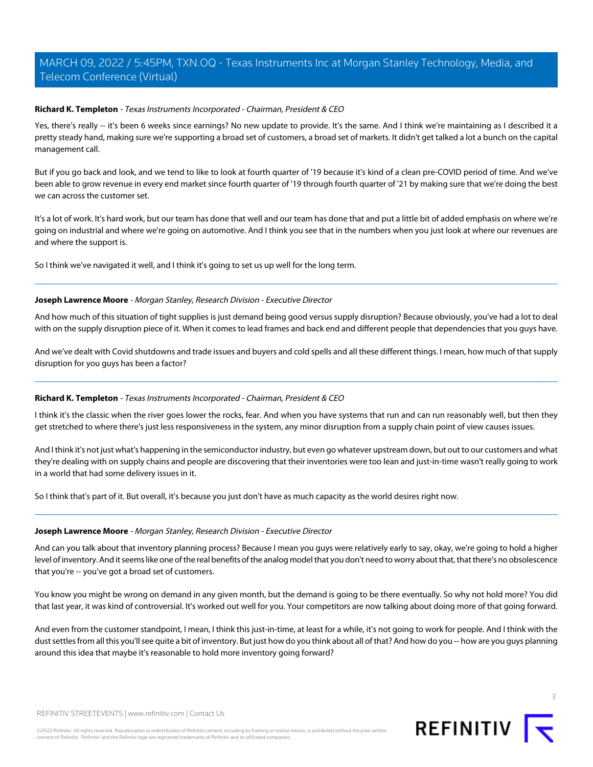**Richard K. Templeton** - *Texas Instruments Incorporated - Chairman, President & CEO*

Yes, there's really -- it's been 6 weeks since earnings? No new update to provide. It's the same. And I think we're maintaining as I described it a pretty steady hand, making sure we're supporting a broad set of customers, a broad set of markets. It didn't get talked a lot a bunch on the capital management call.

But if you go back and look, and we tend to like to look at fourth quarter of '19 because it's kind of a clean pre-COVID period of time. And we've been able to grow revenue in every end market since fourth quarter of '19 through fourth quarter of '21 by making sure that we're doing the best we can across the customer set.

It's a lot of work. It's hard work, but our team has done that well and our team has done that and put a little bit of added emphasis on where we're going on industrial and where we're going on automotive. And I think you see that in the numbers when you just look at where our revenues are and where the support is.

So I think we've navigated it well, and I think it's going to set us up well for the long term.

---

**Joseph Lawrence Moore** - *Morgan Stanley, Research Division - Executive Director*

And how much of this situation of tight supplies is just demand being good versus supply disruption? Because obviously, you've had a lot to deal with on the supply disruption piece of it. When it comes to lead frames and back end and different people that dependencies that you guys have.

And we've dealt with Covid shutdowns and trade issues and buyers and cold spells and all these different things. I mean, how much of that supply disruption for you guys has been a factor?

---

**Richard K. Templeton** - *Texas Instruments Incorporated - Chairman, President & CEO*

I think it's the classic when the river goes lower the rocks, fear. And when you have systems that run and can run reasonably well, but then they get stretched to where there's just less responsiveness in the system, any minor disruption from a supply chain point of view causes issues.

And I think it's not just what's happening in the semiconductor industry, but even go whatever upstream down, but out to our customers and what they're dealing with on supply chains and people are discovering that their inventories were too lean and just-in-time wasn't really going to work in a world that had some delivery issues in it.

So I think that's part of it. But overall, it's because you just don't have as much capacity as the world desires right now.

---

**Joseph Lawrence Moore** - *Morgan Stanley, Research Division - Executive Director*

And can you talk about that inventory planning process? Because I mean you guys were relatively early to say, okay, we're going to hold a higher level of inventory. And it seems like one of the real benefits of the analog model that you don't need to worry about that, that there's no obsolescence that you're -- you've got a broad set of customers.

You know you might be wrong on demand in any given month, but the demand is going to be there eventually. So why not hold more? You did that last year, it was kind of controversial. It's worked out well for you. Your competitors are now talking about doing more of that going forward.

And even from the customer standpoint, I mean, I think this just-in-time, at least for a while, it's not going to work for people. And I think with the dust settles from all this you'll see quite a bit of inventory. But just how do you think about all of that? And how do you -- how are you guys planning around this idea that maybe it's reasonable to hold more inventory going forward?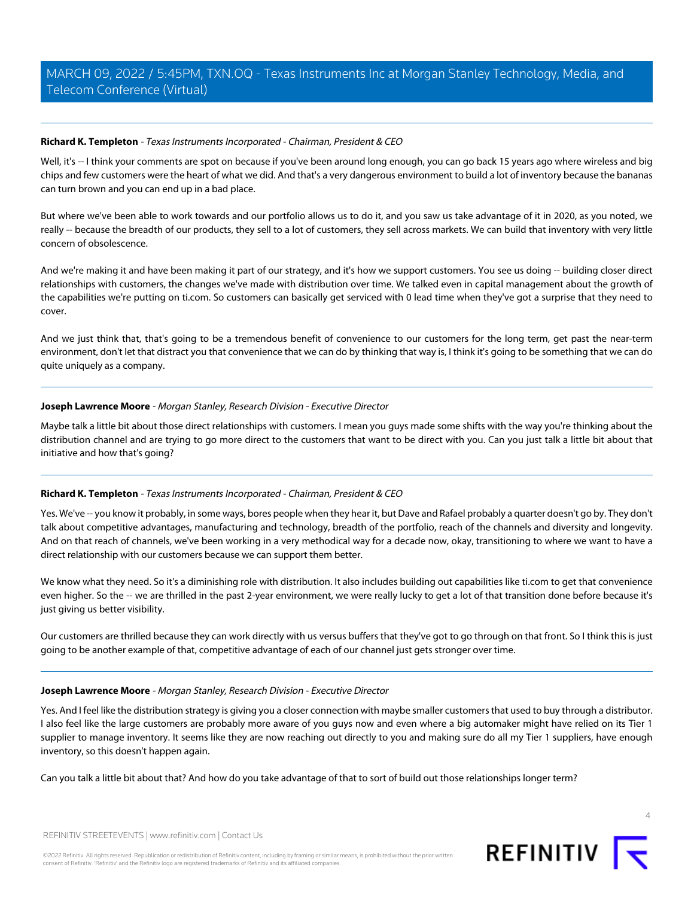**Richard K. Templeton** - *Texas Instruments Incorporated - Chairman, President & CEO*

Well, it's -- I think your comments are spot on because if you've been around long enough, you can go back 15 years ago where wireless and big chips and few customers were the heart of what we did. And that's a very dangerous environment to build a lot of inventory because the bananas can turn brown and you can end up in a bad place.

But where we've been able to work towards and our portfolio allows us to do it, and you saw us take advantage of it in 2020, as you noted, we really -- because the breadth of our products, they sell to a lot of customers, they sell across markets. We can build that inventory with very little concern of obsolescence.

And we're making it and have been making it part of our strategy, and it's how we support customers. You see us doing -- building closer direct relationships with customers, the changes we've made with distribution over time. We talked even in capital management about the growth of the capabilities we're putting on ti.com. So customers can basically get serviced with 0 lead time when they've got a surprise that they need to cover.

And we just think that, that's going to be a tremendous benefit of convenience to our customers for the long term, get past the near-term environment, don't let that distract you that convenience that we can do by thinking that way is, I think it's going to be something that we can do quite uniquely as a company.

---

**Joseph Lawrence Moore** - *Morgan Stanley, Research Division - Executive Director*

Maybe talk a little bit about those direct relationships with customers. I mean you guys made some shifts with the way you're thinking about the distribution channel and are trying to go more direct to the customers that want to be direct with you. Can you just talk a little bit about that initiative and how that's going?

---

**Richard K. Templeton** - *Texas Instruments Incorporated - Chairman, President & CEO*

Yes. We've -- you know it probably, in some ways, bores people when they hear it, but Dave and Rafael probably a quarter doesn't go by. They don't talk about competitive advantages, manufacturing and technology, breadth of the portfolio, reach of the channels and diversity and longevity. And on that reach of channels, we've been working in a very methodical way for a decade now, okay, transitioning to where we want to have a direct relationship with our customers because we can support them better.

We know what they need. So it's a diminishing role with distribution. It also includes building out capabilities like ti.com to get that convenience even higher. So the -- we are thrilled in the past 2-year environment, we were really lucky to get a lot of that transition done before because it's just giving us better visibility.

Our customers are thrilled because they can work directly with us versus buffers that they've got to go through on that front. So I think this is just going to be another example of that, competitive advantage of each of our channel just gets stronger over time.

---

**Joseph Lawrence Moore** - *Morgan Stanley, Research Division - Executive Director*

Yes. And I feel like the distribution strategy is giving you a closer connection with maybe smaller customers that used to buy through a distributor. I also feel like the large customers are probably more aware of you guys now and even where a big automaker might have relied on its Tier 1 supplier to manage inventory. It seems like they are now reaching out directly to you and making sure do all my Tier 1 suppliers, have enough inventory, so this doesn't happen again.

Can you talk a little bit about that? And how do you take advantage of that to sort of build out those relationships longer term?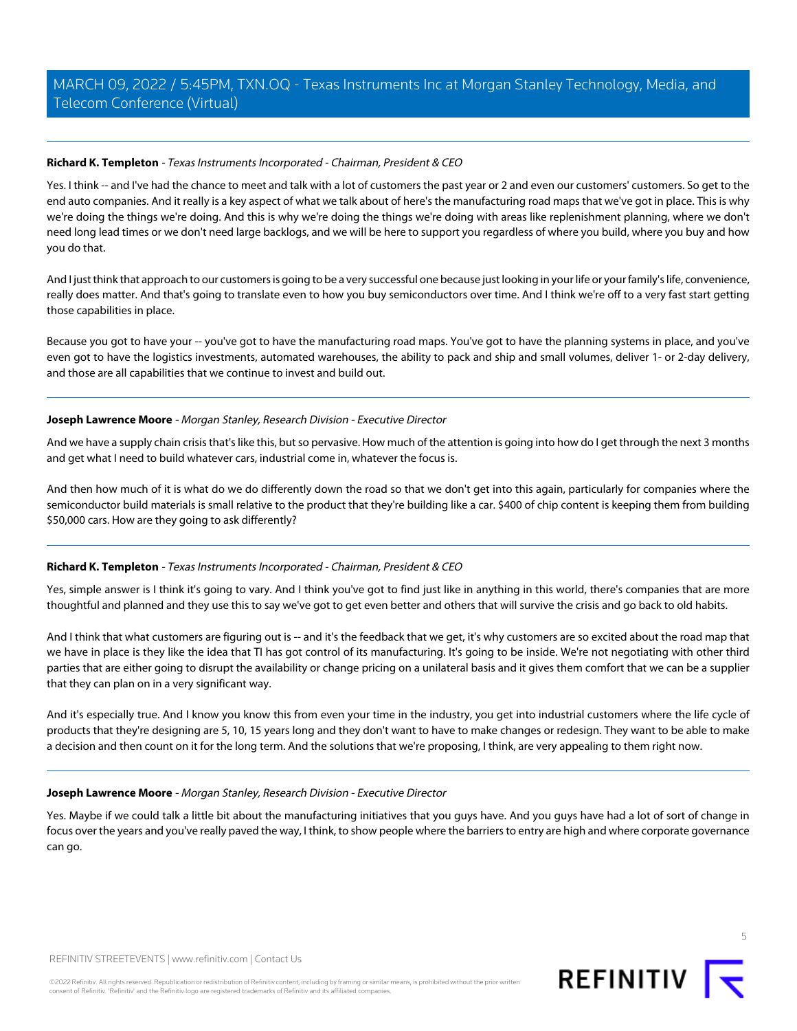**Richard K. Templeton** - *Texas Instruments Incorporated - Chairman, President & CEO*

Yes. I think -- and I've had the chance to meet and talk with a lot of customers the past year or 2 and even our customers' customers. So get to the end auto companies. And it really is a key aspect of what we talk about of here's the manufacturing road maps that we've got in place. This is why we're doing the things we're doing. And this is why we're doing the things we're doing with areas like replenishment planning, where we don't need long lead times or we don't need large backlogs, and we will be here to support you regardless of where you build, where you buy and how you do that.

And I just think that approach to our customers is going to be a very successful one because just looking in your life or your family's life, convenience, really does matter. And that's going to translate even to how you buy semiconductors over time. And I think we're off to a very fast start getting those capabilities in place.

Because you got to have your -- you've got to have the manufacturing road maps. You've got to have the planning systems in place, and you've even got to have the logistics investments, automated warehouses, the ability to pack and ship and small volumes, deliver 1- or 2-day delivery, and those are all capabilities that we continue to invest and build out.

---

**Joseph Lawrence Moore** - *Morgan Stanley, Research Division - Executive Director*

And we have a supply chain crisis that's like this, but so pervasive. How much of the attention is going into how do I get through the next 3 months and get what I need to build whatever cars, industrial come in, whatever the focus is.

And then how much of it is what do we do differently down the road so that we don't get into this again, particularly for companies where the semiconductor build materials is small relative to the product that they're building like a car. $400 of chip content is keeping them from building $50,000 cars. How are they going to ask differently?

---

**Richard K. Templeton** - *Texas Instruments Incorporated - Chairman, President & CEO*

Yes, simple answer is I think it's going to vary. And I think you've got to find just like in anything in this world, there's companies that are more thoughtful and planned and they use this to say we've got to get even better and others that will survive the crisis and go back to old habits.

And I think that what customers are figuring out is -- and it's the feedback that we get, it's why customers are so excited about the road map that we have in place is they like the idea that TI has got control of its manufacturing. It's going to be inside. We're not negotiating with other third parties that are either going to disrupt the availability or change pricing on a unilateral basis and it gives them comfort that we can be a supplier that they can plan on in a very significant way.

And it's especially true. And I know you know this from even your time in the industry, you get into industrial customers where the life cycle of products that they're designing are 5, 10, 15 years long and they don't want to have to make changes or redesign. They want to be able to make a decision and then count on it for the long term. And the solutions that we're proposing, I think, are very appealing to them right now.

---

**Joseph Lawrence Moore** - *Morgan Stanley, Research Division - Executive Director*

Yes. Maybe if we could talk a little bit about the manufacturing initiatives that you guys have. And you guys have had a lot of sort of change in focus over the years and you've really paved the way, I think, to show people where the barriers to entry are high and where corporate governance can go.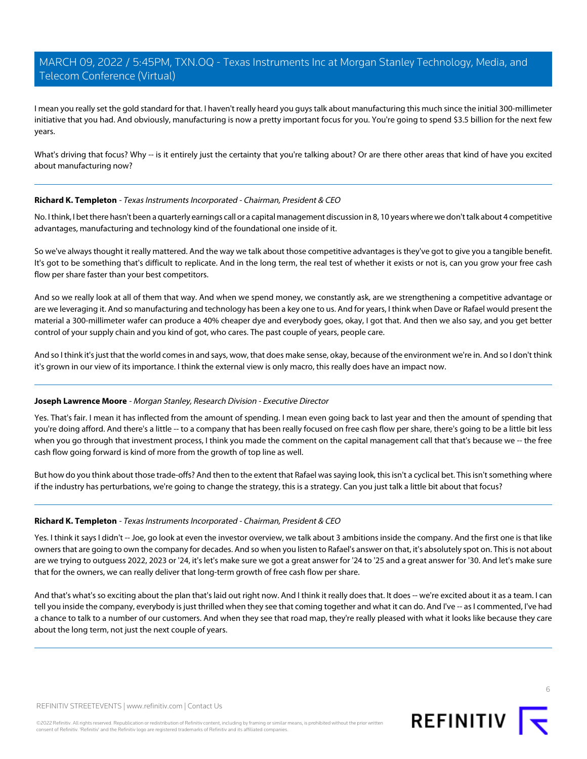I mean you really set the gold standard for that. I haven't really heard you guys talk about manufacturing this much since the initial 300-millimeter initiative that you had. And obviously, manufacturing is now a pretty important focus for you. You're going to spend $3.5 billion for the next few years.

What's driving that focus? Why -- is it entirely just the certainty that you're talking about? Or are there other areas that kind of have you excited about manufacturing now?

---

**Richard K. Templeton** - *Texas Instruments Incorporated - Chairman, President & CEO*

No. I think, I bet there hasn't been a quarterly earnings call or a capital management discussion in 8, 10 years where we don't talk about 4 competitive advantages, manufacturing and technology kind of the foundational one inside of it.

So we've always thought it really mattered. And the way we talk about those competitive advantages is they've got to give you a tangible benefit. It's got to be something that's difficult to replicate. And in the long term, the real test of whether it exists or not is, can you grow your free cash flow per share faster than your best competitors.

And so we really look at all of them that way. And when we spend money, we constantly ask, are we strengthening a competitive advantage or are we leveraging it. And so manufacturing and technology has been a key one to us. And for years, I think when Dave or Rafael would present the material a 300-millimeter wafer can produce a 40% cheaper dye and everybody goes, okay, I got that. And then we also say, and you get better control of your supply chain and you kind of got, who cares. The past couple of years, people care.

And so I think it's just that the world comes in and says, wow, that does make sense, okay, because of the environment we're in. And so I don't think it's grown in our view of its importance. I think the external view is only macro, this really does have an impact now.

---

**Joseph Lawrence Moore** - *Morgan Stanley, Research Division - Executive Director*

Yes. That's fair. I mean it has inflected from the amount of spending. I mean even going back to last year and then the amount of spending that you're doing afford. And there's a little -- to a company that has been really focused on free cash flow per share, there's going to be a little bit less when you go through that investment process, I think you made the comment on the capital management call that that's because we -- the free cash flow going forward is kind of more from the growth of top line as well.

But how do you think about those trade-offs? And then to the extent that Rafael was saying look, this isn't a cyclical bet. This isn't something where if the industry has perturbations, we're going to change the strategy, this is a strategy. Can you just talk a little bit about that focus?

---

**Richard K. Templeton** - *Texas Instruments Incorporated - Chairman, President & CEO*

Yes. I think it says I didn't -- Joe, go look at even the investor overview, we talk about 3 ambitions inside the company. And the first one is that like owners that are going to own the company for decades. And so when you listen to Rafael's answer on that, it's absolutely spot on. This is not about are we trying to outguess 2022, 2023 or '24, it's let's make sure we got a great answer for '24 to '25 and a great answer for '30. And let's make sure that for the owners, we can really deliver that long-term growth of free cash flow per share.

And that's what's so exciting about the plan that's laid out right now. And I think it really does that. It does -- we're excited about it as a team. I can tell you inside the company, everybody is just thrilled when they see that coming together and what it can do. And I've -- as I commented, I've had a chance to talk to a number of our customers. And when they see that road map, they're really pleased with what it looks like because they care about the long term, not just the next couple of years.

---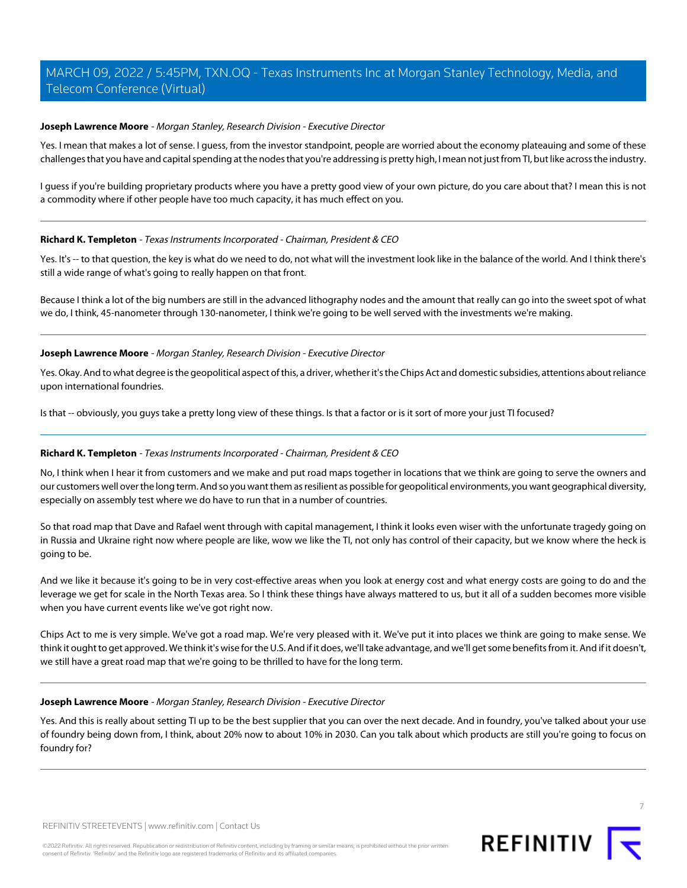**Joseph Lawrence Moore** - *Morgan Stanley, Research Division - Executive Director*

Yes. I mean that makes a lot of sense. I guess, from the investor standpoint, people are worried about the economy plateauing and some of these challenges that you have and capital spending at the nodes that you're addressing is pretty high, I mean not just from TI, but like across the industry.

I guess if you're building proprietary products where you have a pretty good view of your own picture, do you care about that? I mean this is not a commodity where if other people have too much capacity, it has much effect on you.

---

**Richard K. Templeton** - *Texas Instruments Incorporated - Chairman, President & CEO*

Yes. It's -- to that question, the key is what do we need to do, not what will the investment look like in the balance of the world. And I think there's still a wide range of what's going to really happen on that front.

Because I think a lot of the big numbers are still in the advanced lithography nodes and the amount that really can go into the sweet spot of what we do, I think, 45-nanometer through 130-nanometer, I think we're going to be well served with the investments we're making.

---

**Joseph Lawrence Moore** - *Morgan Stanley, Research Division - Executive Director*

Yes. Okay. And to what degree is the geopolitical aspect of this, a driver, whether it's the Chips Act and domestic subsidies, attentions about reliance upon international foundries.

Is that -- obviously, you guys take a pretty long view of these things. Is that a factor or is it sort of more your just TI focused?

---

**Richard K. Templeton** - *Texas Instruments Incorporated - Chairman, President & CEO*

No, I think when I hear it from customers and we make and put road maps together in locations that we think are going to serve the owners and our customers well over the long term. And so you want them as resilient as possible for geopolitical environments, you want geographical diversity, especially on assembly test where we do have to run that in a number of countries.

So that road map that Dave and Rafael went through with capital management, I think it looks even wiser with the unfortunate tragedy going on in Russia and Ukraine right now where people are like, wow we like the TI, not only has control of their capacity, but we know where the heck is going to be.

And we like it because it's going to be in very cost-effective areas when you look at energy cost and what energy costs are going to do and the leverage we get for scale in the North Texas area. So I think these things have always mattered to us, but it all of a sudden becomes more visible when you have current events like we've got right now.

Chips Act to me is very simple. We've got a road map. We're very pleased with it. We've put it into places we think are going to make sense. We think it ought to get approved. We think it's wise for the U.S. And if it does, we'll take advantage, and we'll get some benefits from it. And if it doesn't, we still have a great road map that we're going to be thrilled to have for the long term.

---

**Joseph Lawrence Moore** - *Morgan Stanley, Research Division - Executive Director*

Yes. And this is really about setting TI up to be the best supplier that you can over the next decade. And in foundry, you've talked about your use of foundry being down from, I think, about 20% now to about 10% in 2030. Can you talk about which products are still you're going to focus on foundry for?

---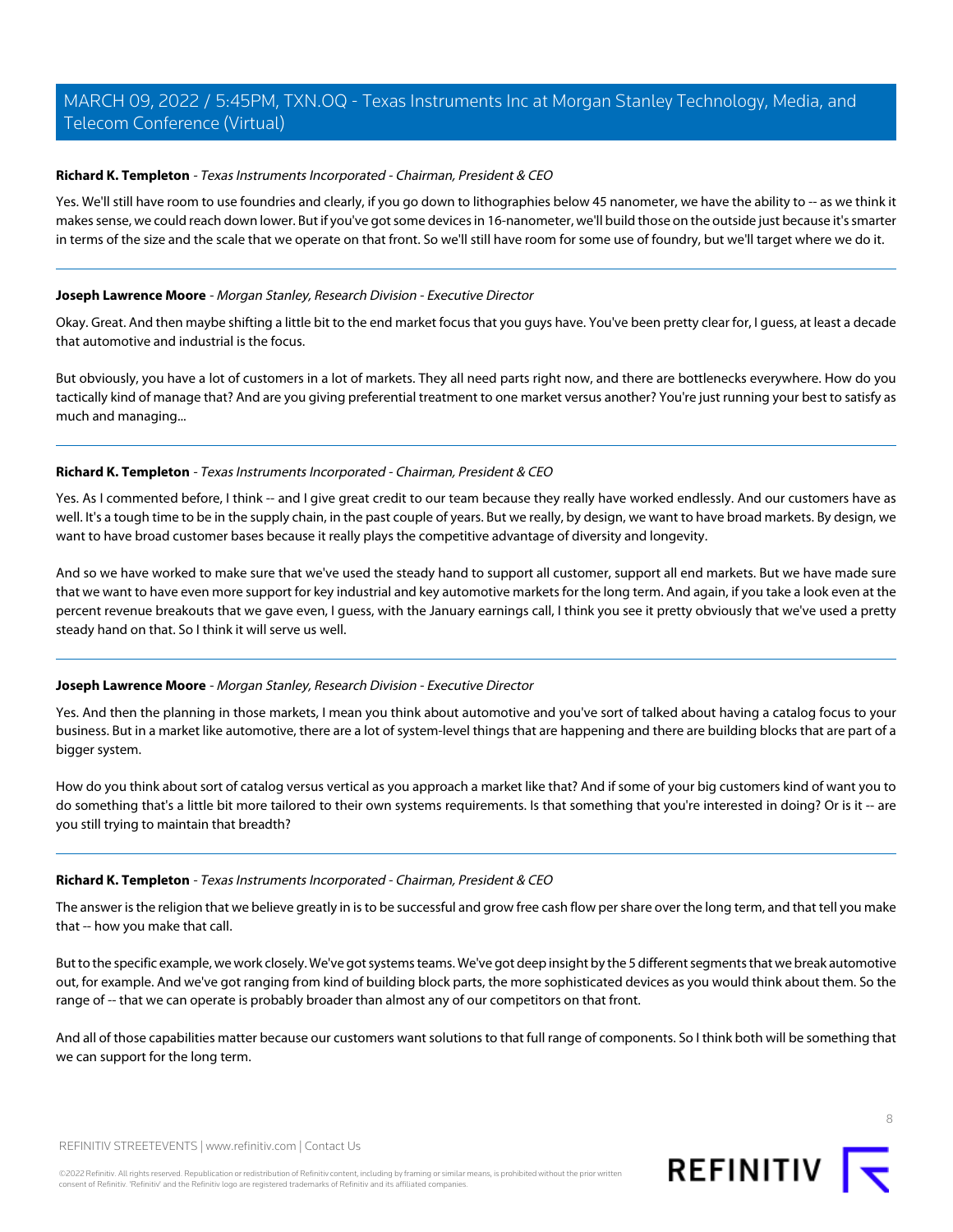**Richard K. Templeton** - *Texas Instruments Incorporated - Chairman, President & CEO*

Yes. We'll still have room to use foundries and clearly, if you go down to lithographies below 45 nanometer, we have the ability to -- as we think it makes sense, we could reach down lower. But if you've got some devices in 16-nanometer, we'll build those on the outside just because it's smarter in terms of the size and the scale that we operate on that front. So we'll still have room for some use of foundry, but we'll target where we do it.

---

**Joseph Lawrence Moore** - *Morgan Stanley, Research Division - Executive Director*

Okay. Great. And then maybe shifting a little bit to the end market focus that you guys have. You've been pretty clear for, I guess, at least a decade that automotive and industrial is the focus.

But obviously, you have a lot of customers in a lot of markets. They all need parts right now, and there are bottlenecks everywhere. How do you tactically kind of manage that? And are you giving preferential treatment to one market versus another? You're just running your best to satisfy as much and managing...

---

**Richard K. Templeton** - *Texas Instruments Incorporated - Chairman, President & CEO*

Yes. As I commented before, I think -- and I give great credit to our team because they really have worked endlessly. And our customers have as well. It's a tough time to be in the supply chain, in the past couple of years. But we really, by design, we want to have broad markets. By design, we want to have broad customer bases because it really plays the competitive advantage of diversity and longevity.

And so we have worked to make sure that we've used the steady hand to support all customer, support all end markets. But we have made sure that we want to have even more support for key industrial and key automotive markets for the long term. And again, if you take a look even at the percent revenue breakouts that we gave even, I guess, with the January earnings call, I think you see it pretty obviously that we've used a pretty steady hand on that. So I think it will serve us well.

---

**Joseph Lawrence Moore** - *Morgan Stanley, Research Division - Executive Director*

Yes. And then the planning in those markets, I mean you think about automotive and you've sort of talked about having a catalog focus to your business. But in a market like automotive, there are a lot of system-level things that are happening and there are building blocks that are part of a bigger system.

How do you think about sort of catalog versus vertical as you approach a market like that? And if some of your big customers kind of want you to do something that's a little bit more tailored to their own systems requirements. Is that something that you're interested in doing? Or is it -- are you still trying to maintain that breadth?

---

**Richard K. Templeton** - *Texas Instruments Incorporated - Chairman, President & CEO*

The answer is the religion that we believe greatly in is to be successful and grow free cash flow per share over the long term, and that tell you make that -- how you make that call.

But to the specific example, we work closely. We've got systems teams. We've got deep insight by the 5 different segments that we break automotive out, for example. And we've got ranging from kind of building block parts, the more sophisticated devices as you would think about them. So the range of -- that we can operate is probably broader than almost any of our competitors on that front.

And all of those capabilities matter because our customers want solutions to that full range of components. So I think both will be something that we can support for the long term.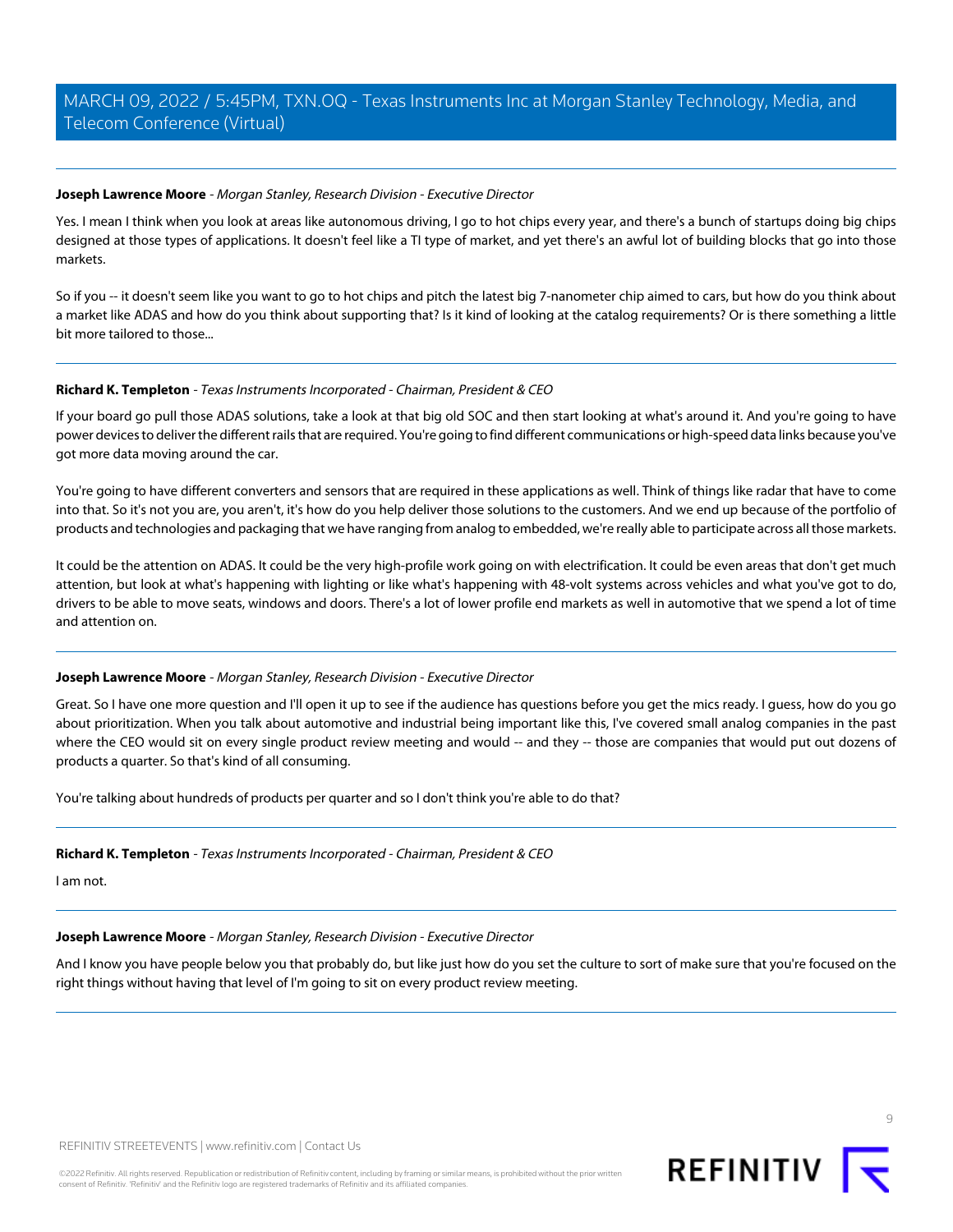**Joseph Lawrence Moore** - *Morgan Stanley, Research Division - Executive Director*

Yes. I mean I think when you look at areas like autonomous driving, I go to hot chips every year, and there's a bunch of startups doing big chips designed at those types of applications. It doesn't feel like a TI type of market, and yet there's an awful lot of building blocks that go into those markets.

So if you -- it doesn't seem like you want to go to hot chips and pitch the latest big 7-nanometer chip aimed to cars, but how do you think about a market like ADAS and how do you think about supporting that? Is it kind of looking at the catalog requirements? Or is there something a little bit more tailored to those...

---

**Richard K. Templeton** - *Texas Instruments Incorporated - Chairman, President & CEO*

If your board go pull those ADAS solutions, take a look at that big old SOC and then start looking at what's around it. And you're going to have power devices to deliver the different rails that are required. You're going to find different communications or high-speed data links because you've got more data moving around the car.

You're going to have different converters and sensors that are required in these applications as well. Think of things like radar that have to come into that. So it's not you are, you aren't, it's how do you help deliver those solutions to the customers. And we end up because of the portfolio of products and technologies and packaging that we have ranging from analog to embedded, we're really able to participate across all those markets.

It could be the attention on ADAS. It could be the very high-profile work going on with electrification. It could be even areas that don't get much attention, but look at what's happening with lighting or like what's happening with 48-volt systems across vehicles and what you've got to do, drivers to be able to move seats, windows and doors. There's a lot of lower profile end markets as well in automotive that we spend a lot of time and attention on.

---

**Joseph Lawrence Moore** - *Morgan Stanley, Research Division - Executive Director*

Great. So I have one more question and I'll open it up to see if the audience has questions before you get the mics ready. I guess, how do you go about prioritization. When you talk about automotive and industrial being important like this, I've covered small analog companies in the past where the CEO would sit on every single product review meeting and would -- and they -- those are companies that would put out dozens of products a quarter. So that's kind of all consuming.

You're talking about hundreds of products per quarter and so I don't think you're able to do that?

---

**Richard K. Templeton** - *Texas Instruments Incorporated - Chairman, President & CEO*

I am not.

---

**Joseph Lawrence Moore** - *Morgan Stanley, Research Division - Executive Director*

And I know you have people below you that probably do, but like just how do you set the culture to sort of make sure that you're focused on the right things without having that level of I'm going to sit on every product review meeting.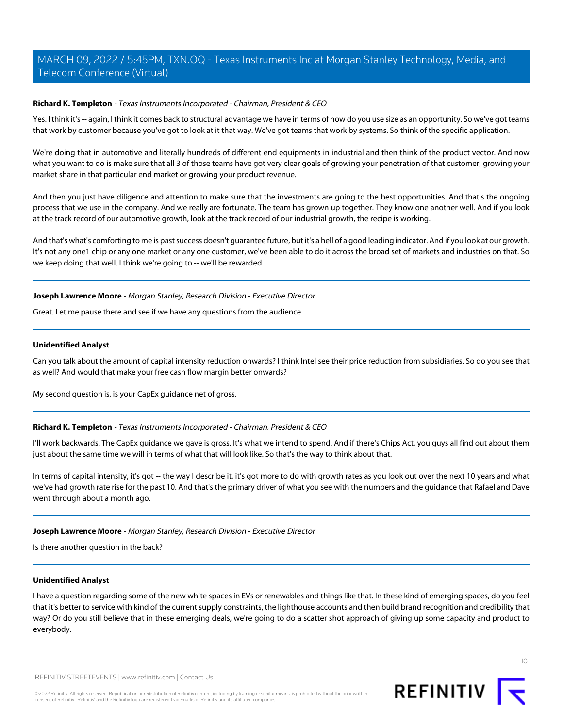**Richard K. Templeton** - *Texas Instruments Incorporated - Chairman, President & CEO*

Yes. I think it's -- again, I think it comes back to structural advantage we have in terms of how do you use size as an opportunity. So we've got teams that work by customer because you've got to look at it that way. We've got teams that work by systems. So think of the specific application.

We're doing that in automotive and literally hundreds of different end equipments in industrial and then think of the product vector. And now what you want to do is make sure that all 3 of those teams have got very clear goals of growing your penetration of that customer, growing your market share in that particular end market or growing your product revenue.

And then you just have diligence and attention to make sure that the investments are going to the best opportunities. And that's the ongoing process that we use in the company. And we really are fortunate. The team has grown up together. They know one another well. And if you look at the track record of our automotive growth, look at the track record of our industrial growth, the recipe is working.

And that's what's comforting to me is past success doesn't guarantee future, but it's a hell of a good leading indicator. And if you look at our growth. It's not any one1 chip or any one market or any one customer, we've been able to do it across the broad set of markets and industries on that. So we keep doing that well. I think we're going to -- we'll be rewarded.

---

**Joseph Lawrence Moore** - *Morgan Stanley, Research Division - Executive Director*

Great. Let me pause there and see if we have any questions from the audience.

---

**Unidentified Analyst**

Can you talk about the amount of capital intensity reduction onwards? I think Intel see their price reduction from subsidiaries. So do you see that as well? And would that make your free cash flow margin better onwards?

My second question is, is your CapEx guidance net of gross.

---

**Richard K. Templeton** - *Texas Instruments Incorporated - Chairman, President & CEO*

I'll work backwards. The CapEx guidance we gave is gross. It's what we intend to spend. And if there's Chips Act, you guys all find out about them just about the same time we will in terms of what that will look like. So that's the way to think about that.

In terms of capital intensity, it's got -- the way I describe it, it's got more to do with growth rates as you look out over the next 10 years and what we've had growth rate rise for the past 10. And that's the primary driver of what you see with the numbers and the guidance that Rafael and Dave went through about a month ago.

---

**Joseph Lawrence Moore** - *Morgan Stanley, Research Division - Executive Director*

Is there another question in the back?

---

**Unidentified Analyst**

I have a question regarding some of the new white spaces in EVs or renewables and things like that. In these kind of emerging spaces, do you feel that it's better to service with kind of the current supply constraints, the lighthouse accounts and then build brand recognition and credibility that way? Or do you still believe that in these emerging deals, we're going to do a scatter shot approach of giving up some capacity and product to everybody.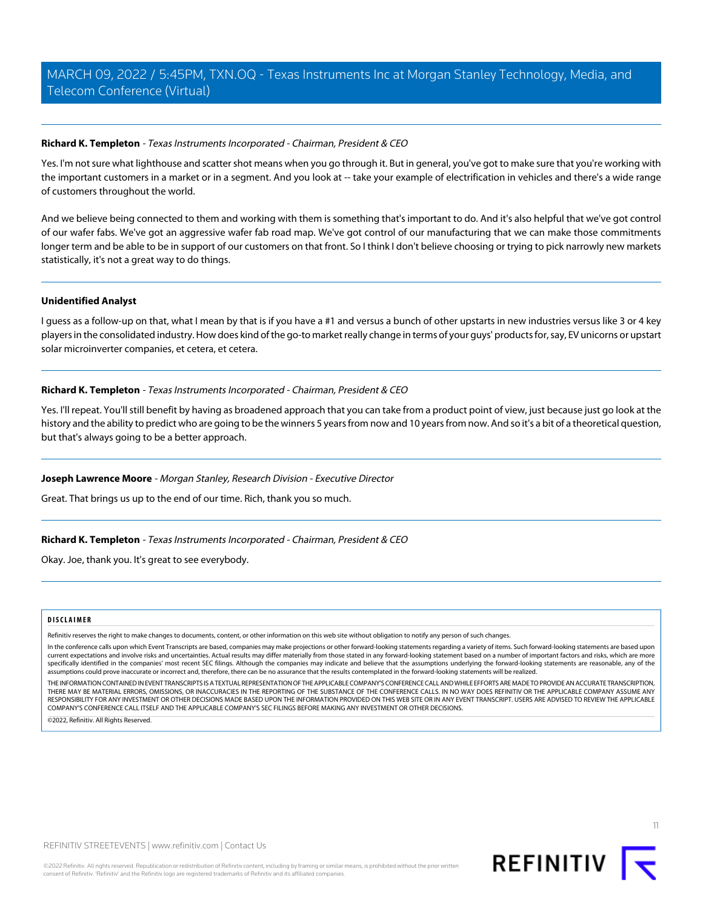**Richard K. Templeton** - *Texas Instruments Incorporated - Chairman, President & CEO*

Yes. I'm not sure what lighthouse and scatter shot means when you go through it. But in general, you've got to make sure that you're working with the important customers in a market or in a segment. And you look at -- take your example of electrification in vehicles and there's a wide range of customers throughout the world.

And we believe being connected to them and working with them is something that's important to do. And it's also helpful that we've got control of our wafer fabs. We've got an aggressive wafer fab road map. We've got control of our manufacturing that we can make those commitments longer term and be able to be in support of our customers on that front. So I think I don't believe choosing or trying to pick narrowly new markets statistically, it's not a great way to do things.

---

**Unidentified Analyst**

I guess as a follow-up on that, what I mean by that is if you have a #1 and versus a bunch of other upstarts in new industries versus like 3 or 4 key players in the consolidated industry. How does kind of the go-to market really change in terms of your guys' products for, say, EV unicorns or upstart solar microinverter companies, et cetera, et cetera.

---

**Richard K. Templeton** - *Texas Instruments Incorporated - Chairman, President & CEO*

Yes. I'll repeat. You'll still benefit by having as broadened approach that you can take from a product point of view, just because just go look at the history and the ability to predict who are going to be the winners 5 years from now and 10 years from now. And so it's a bit of a theoretical question, but that's always going to be a better approach.

---

**Joseph Lawrence Moore** - *Morgan Stanley, Research Division - Executive Director*

Great. That brings us up to the end of our time. Rich, thank you so much.

---

**Richard K. Templeton** - *Texas Instruments Incorporated - Chairman, President & CEO*

Okay. Joe, thank you. It's great to see everybody.

---

**DISCLAIMER**

Refinitiv reserves the right to make changes to documents, content, or other information on this web site without obligation to notify any person of such changes.

In the conference calls upon which Event Transcripts are based, companies may make projections or other forward-looking statements regarding a variety of items. Such forward-looking statements are based upon current expectations and involve risks and uncertainties. Actual results may differ materially from those stated in any forward-looking statement based on a number of important factors and risks, which are more specifically identified in the companies' most recent SEC filings. Although the companies may indicate and believe that the assumptions underlying the forward-looking statements are reasonable, any of the assumptions could prove inaccurate or incorrect and, therefore, there can be no assurance that the results contemplated in the forward-looking statements will be realized.

THE INFORMATION CONTAINED IN EVENT TRANSCRIPTS IS A TEXTUAL REPRESENTATION OF THE APPLICABLE COMPANY'S CONFERENCE CALL AND WHILE EFFORTS ARE MADE TO PROVIDE AN ACCURATE TRANSCRIPTION, THERE MAY BE MATERIAL ERRORS, OMISSIONS, OR INACCURACIES IN THE REPORTING OF THE SUBSTANCE OF THE CONFERENCE CALLS. IN NO WAY DOES REFINITIV OR THE APPLICABLE COMPANY ASSUME ANY RESPONSIBILITY FOR ANY INVESTMENT OR OTHER DECISIONS MADE BASED UPON THE INFORMATION PROVIDED ON THIS WEB SITE OR IN ANY EVENT TRANSCRIPT. USERS ARE ADVISED TO REVIEW THE APPLICABLE COMPANY'S CONFERENCE CALL ITSELF AND THE APPLICABLE COMPANY'S SEC FILINGS BEFORE MAKING ANY INVESTMENT OR OTHER DECISIONS.

©2022, Refinitiv. All Rights Reserved.